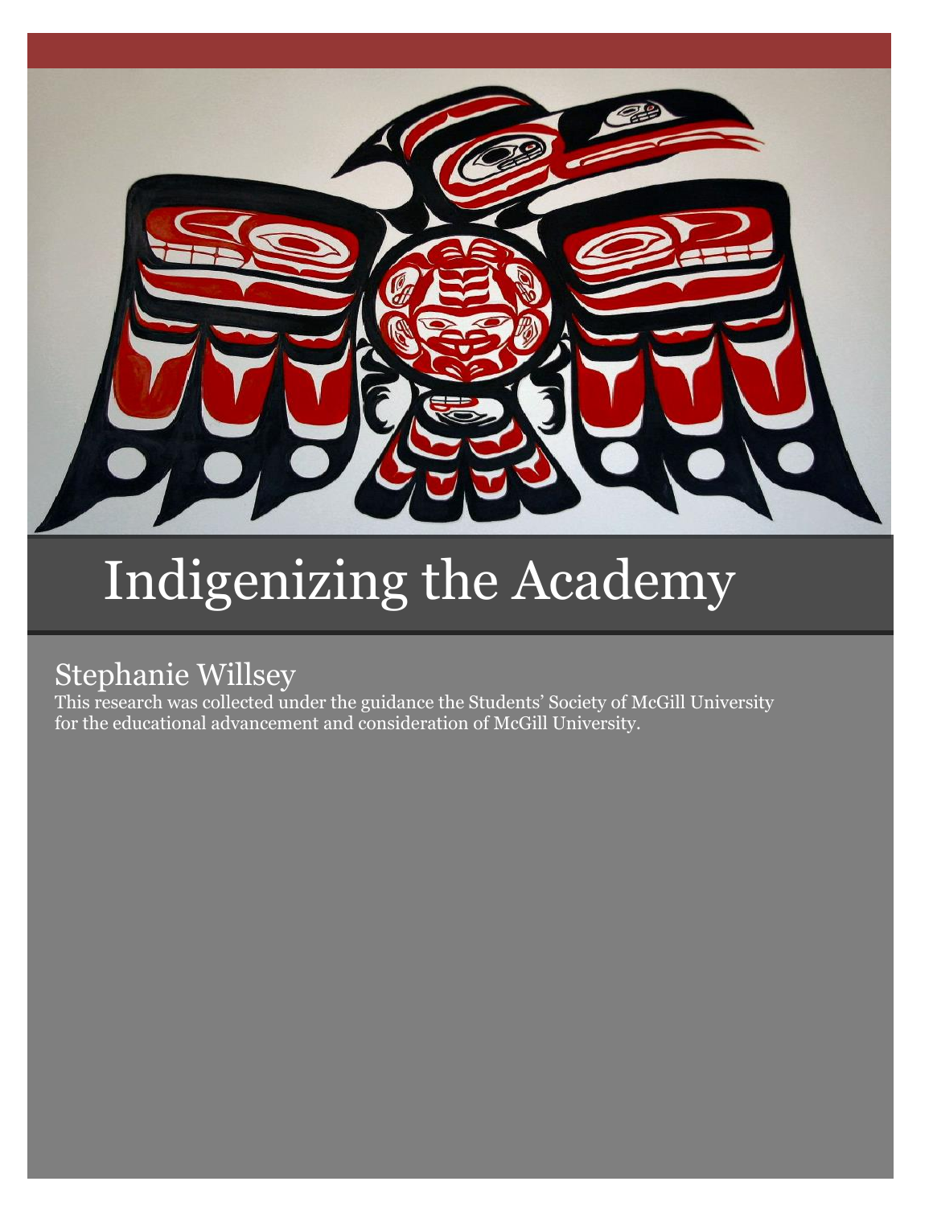# Indigenizing the Academy

## Stephanie Willsey

This research was collected under the guidance the Students' Society of McGill University for the educational advancement and consideration of McGill University.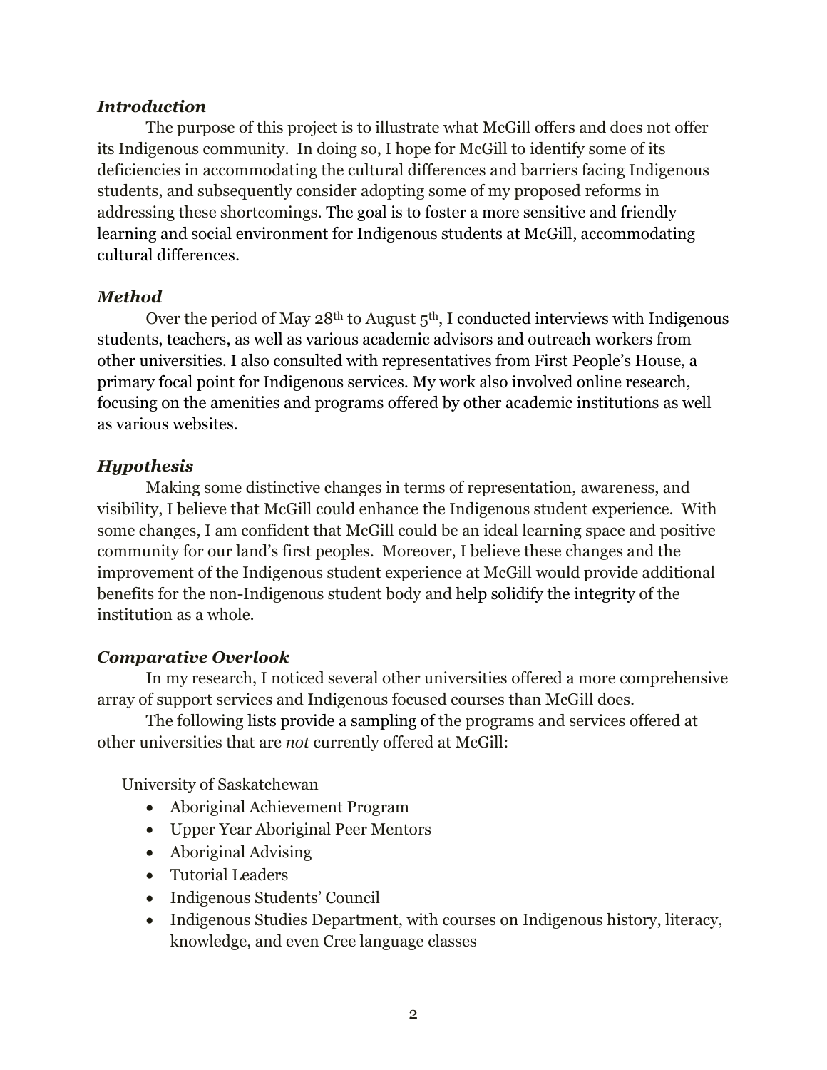### *Introduction*

The purpose of this project is to illustrate what McGill offers and does not offer its Indigenous community. In doing so, I hope for McGill to identify some of its deficiencies in accommodating the cultural differences and barriers facing Indigenous students, and subsequently consider adopting some of my proposed reforms in addressing these shortcomings. The goal is to foster a more sensitive and friendly learning and social environment for Indigenous students at McGill, accommodating cultural differences.

### *Method*

Over the period of May 28th to August 5th, I conducted interviews with Indigenous students, teachers, as well as various academic advisors and outreach workers from other universities. I also consulted with representatives from First People's House, a primary focal point for Indigenous services. My work also involved online research, focusing on the amenities and programs offered by other academic institutions as well as various websites.

### *Hypothesis*

Making some distinctive changes in terms of representation, awareness, and visibility, I believe that McGill could enhance the Indigenous student experience. With some changes, I am confident that McGill could be an ideal learning space and positive community for our land's first peoples. Moreover, I believe these changes and the improvement of the Indigenous student experience at McGill would provide additional benefits for the non-Indigenous student body and help solidify the integrity of the institution as a whole.

### *Comparative Overlook*

In my research, I noticed several other universities offered a more comprehensive array of support services and Indigenous focused courses than McGill does.

The following lists provide a sampling of the programs and services offered at other universities that are *not* currently offered at McGill:

University of Saskatchewan

- Aboriginal Achievement Program
- Upper Year Aboriginal Peer Mentors
- Aboriginal Advising
- Tutorial Leaders
- Indigenous Students' Council
- Indigenous Studies Department, with courses on Indigenous history, literacy, knowledge, and even Cree language classes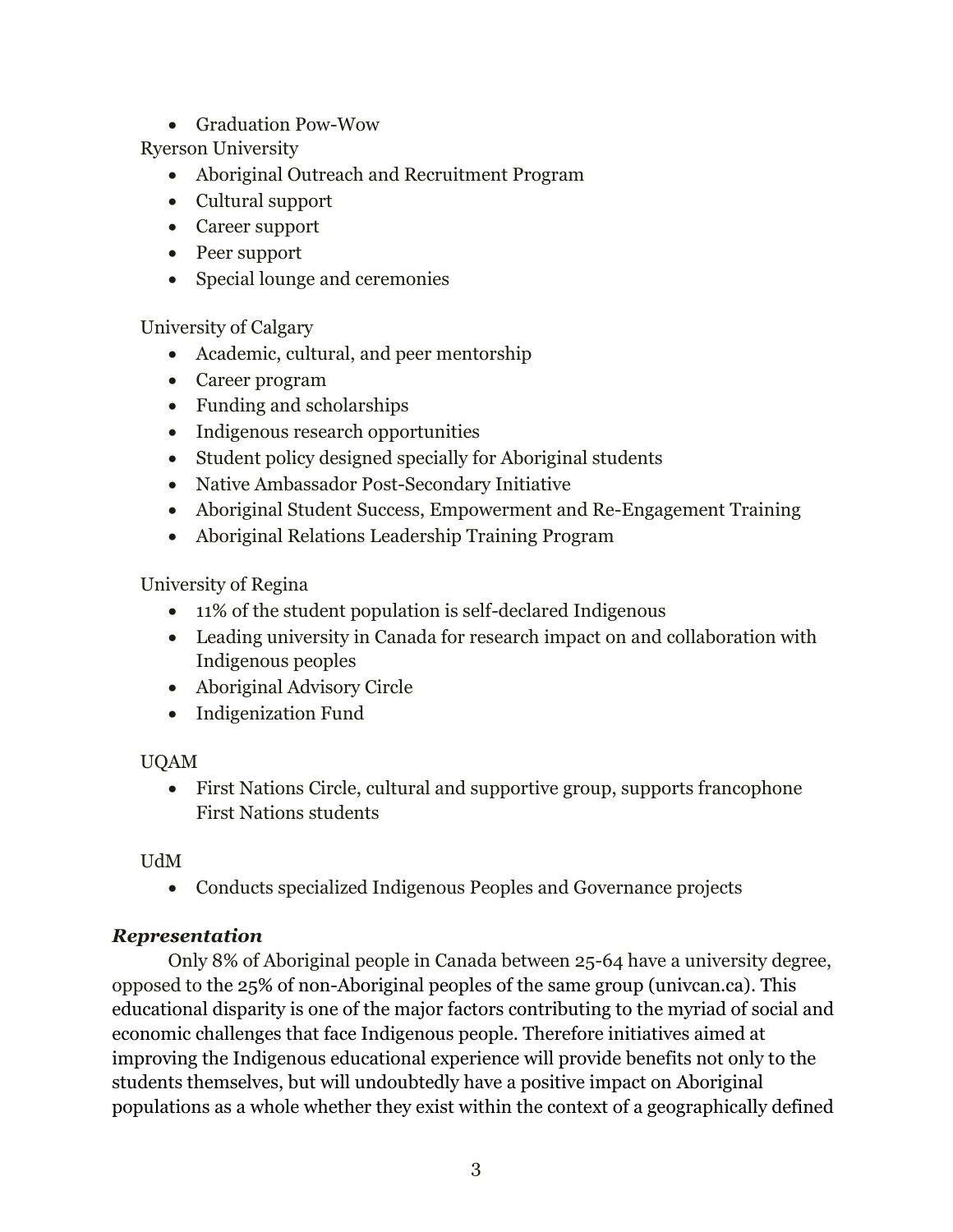- Graduation Pow-Wow

Ryerson University

- Aboriginal Outreach and Recruitment Program
- Cultural support
- Career support
- Peer support
- Special lounge and ceremonies

University of Calgary

- Academic, cultural, and peer mentorship
- Career program
- Funding and scholarships
- Indigenous research opportunities
- Student policy designed specially for Aboriginal students
- Native Ambassador Post-Secondary Initiative
- Aboriginal Student Success, Empowerment and Re-Engagement Training
- Aboriginal Relations Leadership Training Program

University of Regina

- 11% of the student population is self-declared Indigenous
- Leading university in Canada for research impact on and collaboration with Indigenous peoples
- Aboriginal Advisory Circle
- Indigenization Fund

UQAM

- First Nations Circle, cultural and supportive group, supports francophone First Nations students

UdM

- Conducts specialized Indigenous Peoples and Governance projects

***Representation***

Only 8% of Aboriginal people in Canada between 25-64 have a university degree, opposed to the 25% of non-Aboriginal peoples of the same group (univcan.ca). This educational disparity is one of the major factors contributing to the myriad of social and economic challenges that face Indigenous people. Therefore initiatives aimed at improving the Indigenous educational experience will provide benefits not only to the students themselves, but will undoubtedly have a positive impact on Aboriginal populations as a whole whether they exist within the context of a geographically defined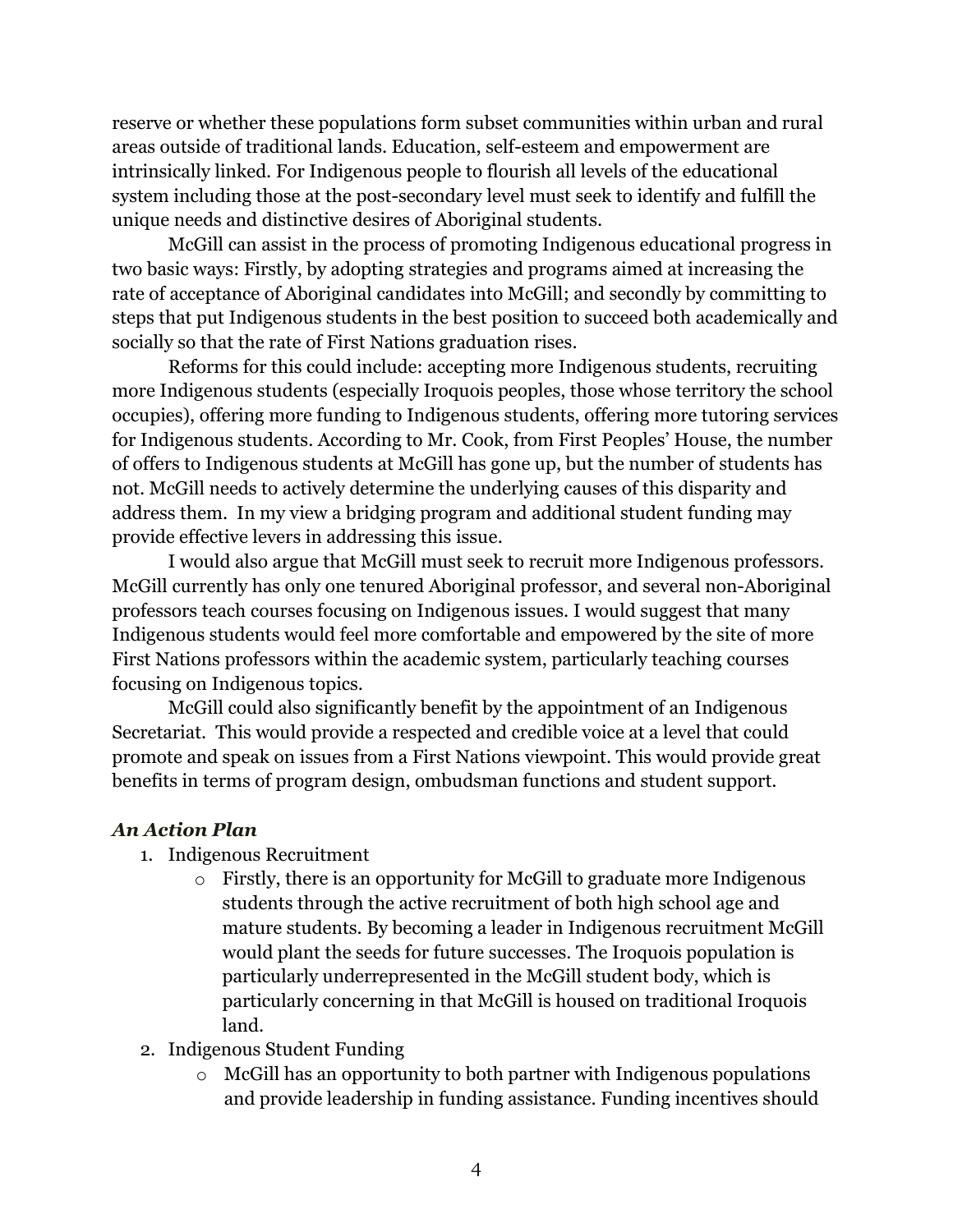reserve or whether these populations form subset communities within urban and rural areas outside of traditional lands. Education, self-esteem and empowerment are intrinsically linked. For Indigenous people to flourish all levels of the educational system including those at the post-secondary level must seek to identify and fulfill the unique needs and distinctive desires of Aboriginal students.

McGill can assist in the process of promoting Indigenous educational progress in two basic ways: Firstly, by adopting strategies and programs aimed at increasing the rate of acceptance of Aboriginal candidates into McGill; and secondly by committing to steps that put Indigenous students in the best position to succeed both academically and socially so that the rate of First Nations graduation rises.

Reforms for this could include: accepting more Indigenous students, recruiting more Indigenous students (especially Iroquois peoples, those whose territory the school occupies), offering more funding to Indigenous students, offering more tutoring services for Indigenous students. According to Mr. Cook, from First Peoples' House, the number of offers to Indigenous students at McGill has gone up, but the number of students has not. McGill needs to actively determine the underlying causes of this disparity and address them. In my view a bridging program and additional student funding may provide effective levers in addressing this issue.

I would also argue that McGill must seek to recruit more Indigenous professors. McGill currently has only one tenured Aboriginal professor, and several non-Aboriginal professors teach courses focusing on Indigenous issues. I would suggest that many Indigenous students would feel more comfortable and empowered by the site of more First Nations professors within the academic system, particularly teaching courses focusing on Indigenous topics.

McGill could also significantly benefit by the appointment of an Indigenous Secretariat. This would provide a respected and credible voice at a level that could promote and speak on issues from a First Nations viewpoint. This would provide great benefits in terms of program design, ombudsman functions and student support.

### *An Action Plan*

1. Indigenous Recruitment
   - Firstly, there is an opportunity for McGill to graduate more Indigenous students through the active recruitment of both high school age and mature students. By becoming a leader in Indigenous recruitment McGill would plant the seeds for future successes. The Iroquois population is particularly underrepresented in the McGill student body, which is particularly concerning in that McGill is housed on traditional Iroquois land.
2. Indigenous Student Funding
   - McGill has an opportunity to both partner with Indigenous populations and provide leadership in funding assistance. Funding incentives should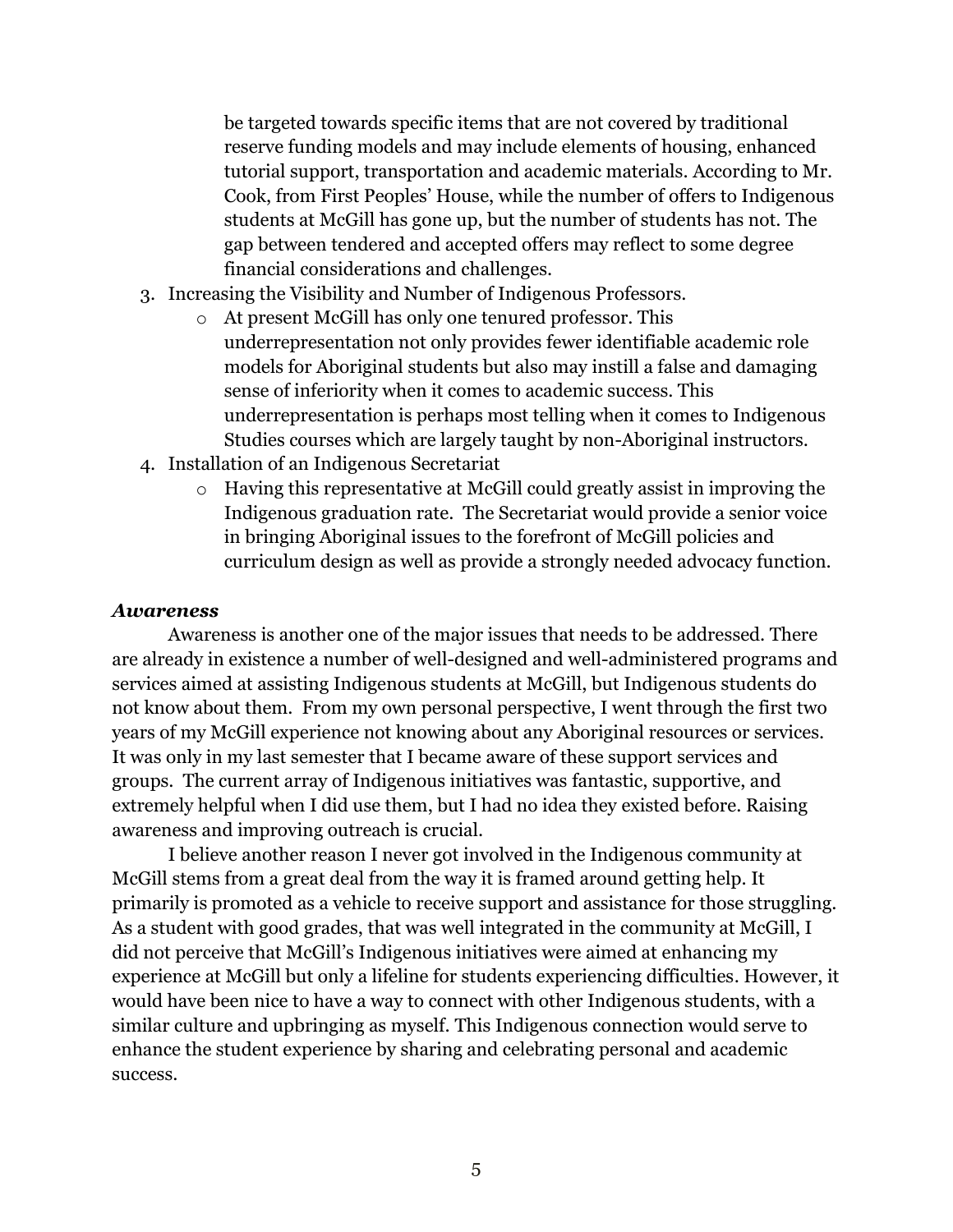be targeted towards specific items that are not covered by traditional reserve funding models and may include elements of housing, enhanced tutorial support, transportation and academic materials. According to Mr. Cook, from First Peoples' House, while the number of offers to Indigenous students at McGill has gone up, but the number of students has not. The gap between tendered and accepted offers may reflect to some degree financial considerations and challenges.

3. Increasing the Visibility and Number of Indigenous Professors.
   - At present McGill has only one tenured professor. This underrepresentation not only provides fewer identifiable academic role models for Aboriginal students but also may instill a false and damaging sense of inferiority when it comes to academic success. This underrepresentation is perhaps most telling when it comes to Indigenous Studies courses which are largely taught by non-Aboriginal instructors.
4. Installation of an Indigenous Secretariat
   - Having this representative at McGill could greatly assist in improving the Indigenous graduation rate. The Secretariat would provide a senior voice in bringing Aboriginal issues to the forefront of McGill policies and curriculum design as well as provide a strongly needed advocacy function.

***Awareness***

Awareness is another one of the major issues that needs to be addressed. There are already in existence a number of well-designed and well-administered programs and services aimed at assisting Indigenous students at McGill, but Indigenous students do not know about them. From my own personal perspective, I went through the first two years of my McGill experience not knowing about any Aboriginal resources or services. It was only in my last semester that I became aware of these support services and groups. The current array of Indigenous initiatives was fantastic, supportive, and extremely helpful when I did use them, but I had no idea they existed before. Raising awareness and improving outreach is crucial.

I believe another reason I never got involved in the Indigenous community at McGill stems from a great deal from the way it is framed around getting help. It primarily is promoted as a vehicle to receive support and assistance for those struggling. As a student with good grades, that was well integrated in the community at McGill, I did not perceive that McGill's Indigenous initiatives were aimed at enhancing my experience at McGill but only a lifeline for students experiencing difficulties. However, it would have been nice to have a way to connect with other Indigenous students, with a similar culture and upbringing as myself. This Indigenous connection would serve to enhance the student experience by sharing and celebrating personal and academic success.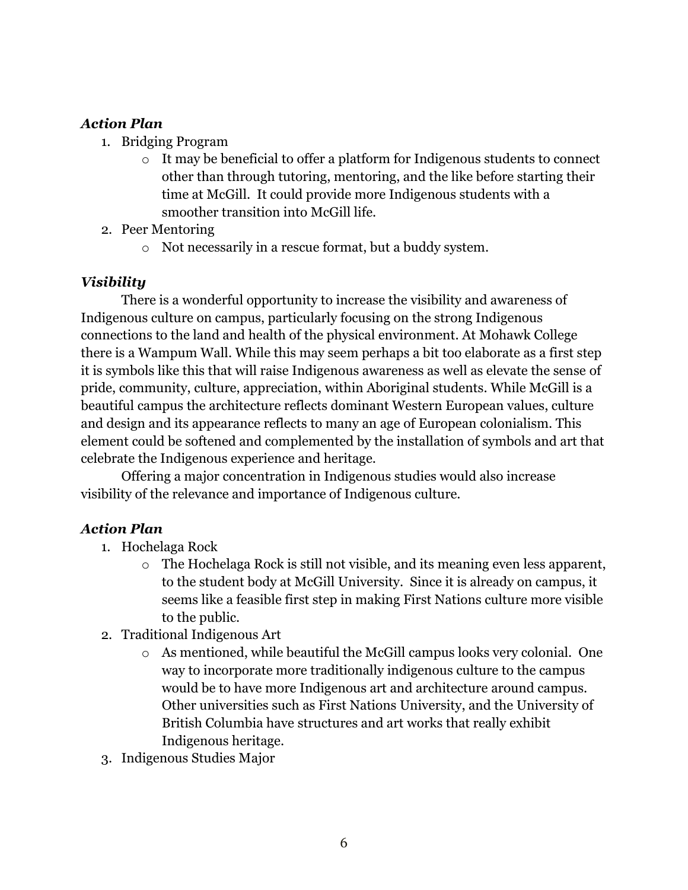### *Action Plan*

1. Bridging Program
   - It may be beneficial to offer a platform for Indigenous students to connect other than through tutoring, mentoring, and the like before starting their time at McGill. It could provide more Indigenous students with a smoother transition into McGill life.
2. Peer Mentoring
   - Not necessarily in a rescue format, but a buddy system.

### *Visibility*

There is a wonderful opportunity to increase the visibility and awareness of Indigenous culture on campus, particularly focusing on the strong Indigenous connections to the land and health of the physical environment. At Mohawk College there is a Wampum Wall. While this may seem perhaps a bit too elaborate as a first step it is symbols like this that will raise Indigenous awareness as well as elevate the sense of pride, community, culture, appreciation, within Aboriginal students. While McGill is a beautiful campus the architecture reflects dominant Western European values, culture and design and its appearance reflects to many an age of European colonialism. This element could be softened and complemented by the installation of symbols and art that celebrate the Indigenous experience and heritage.

Offering a major concentration in Indigenous studies would also increase visibility of the relevance and importance of Indigenous culture.

### *Action Plan*

1. Hochelaga Rock
   - The Hochelaga Rock is still not visible, and its meaning even less apparent, to the student body at McGill University. Since it is already on campus, it seems like a feasible first step in making First Nations culture more visible to the public.
2. Traditional Indigenous Art
   - As mentioned, while beautiful the McGill campus looks very colonial. One way to incorporate more traditionally indigenous culture to the campus would be to have more Indigenous art and architecture around campus. Other universities such as First Nations University, and the University of British Columbia have structures and art works that really exhibit Indigenous heritage.
3. Indigenous Studies Major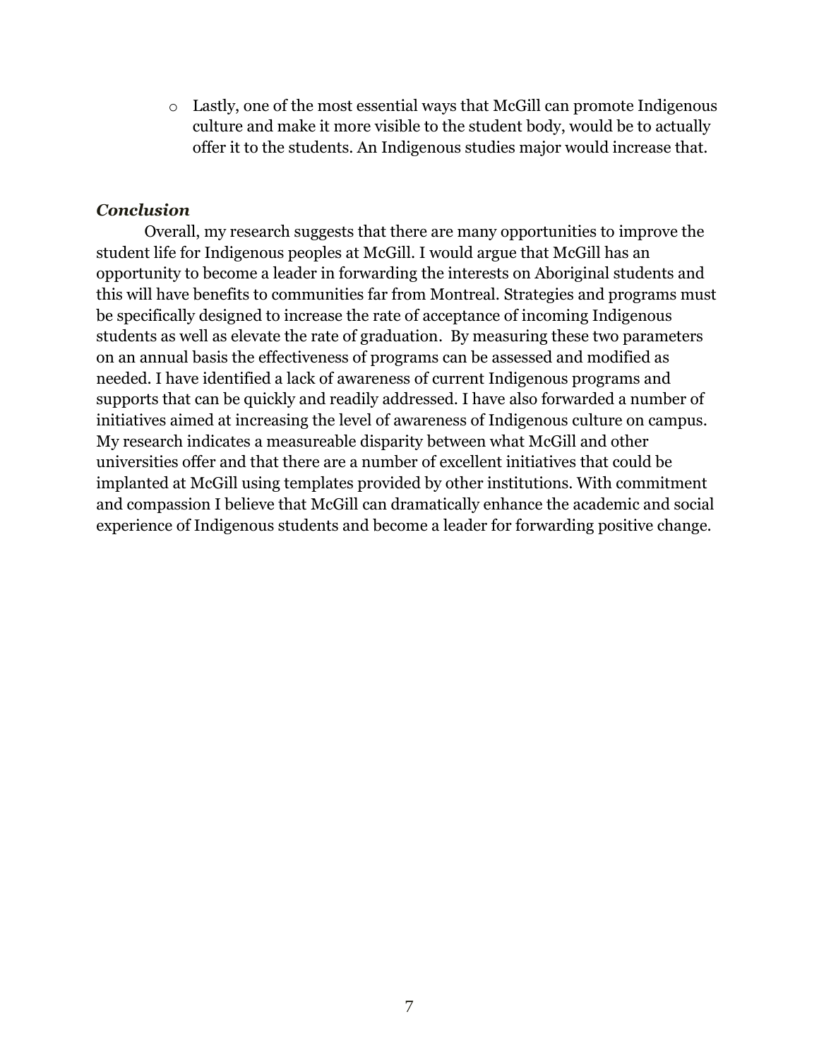- Lastly, one of the most essential ways that McGill can promote Indigenous culture and make it more visible to the student body, would be to actually offer it to the students. An Indigenous studies major would increase that.

***Conclusion***

Overall, my research suggests that there are many opportunities to improve the student life for Indigenous peoples at McGill. I would argue that McGill has an opportunity to become a leader in forwarding the interests on Aboriginal students and this will have benefits to communities far from Montreal. Strategies and programs must be specifically designed to increase the rate of acceptance of incoming Indigenous students as well as elevate the rate of graduation. By measuring these two parameters on an annual basis the effectiveness of programs can be assessed and modified as needed. I have identified a lack of awareness of current Indigenous programs and supports that can be quickly and readily addressed. I have also forwarded a number of initiatives aimed at increasing the level of awareness of Indigenous culture on campus. My research indicates a measureable disparity between what McGill and other universities offer and that there are a number of excellent initiatives that could be implanted at McGill using templates provided by other institutions. With commitment and compassion I believe that McGill can dramatically enhance the academic and social experience of Indigenous students and become a leader for forwarding positive change.